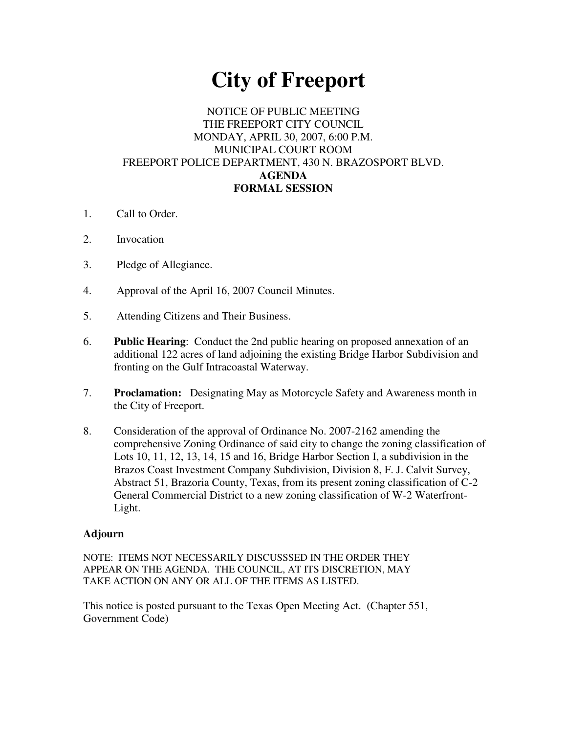# City of Freeport

NOTICE OF PUBLIC MEETING
THE FREEPORT CITY COUNCIL
MONDAY, APRIL 30, 2007, 6:00 P.M.
MUNICIPAL COURT ROOM
FREEPORT POLICE DEPARTMENT, 430 N. BRAZOSPORT BLVD.

**AGENDA**
**FORMAL SESSION**

1. Call to Order.
2. Invocation
3. Pledge of Allegiance.
4. Approval of the April 16, 2007 Council Minutes.
5. Attending Citizens and Their Business.
6. **Public Hearing**: Conduct the 2nd public hearing on proposed annexation of an additional 122 acres of land adjoining the existing Bridge Harbor Subdivision and fronting on the Gulf Intracoastal Waterway.
7. **Proclamation:** Designating May as Motorcycle Safety and Awareness month in the City of Freeport.
8. Consideration of the approval of Ordinance No. 2007-2162 amending the comprehensive Zoning Ordinance of said city to change the zoning classification of Lots 10, 11, 12, 13, 14, 15 and 16, Bridge Harbor Section I, a subdivision in the Brazos Coast Investment Company Subdivision, Division 8, F. J. Calvit Survey, Abstract 51, Brazoria County, Texas, from its present zoning classification of C-2 General Commercial District to a new zoning classification of W-2 Waterfront-Light.

**Adjourn**

NOTE: ITEMS NOT NECESSARILY DISCUSSSED IN THE ORDER THEY APPEAR ON THE AGENDA. THE COUNCIL, AT ITS DISCRETION, MAY TAKE ACTION ON ANY OR ALL OF THE ITEMS AS LISTED.

This notice is posted pursuant to the Texas Open Meeting Act. (Chapter 551, Government Code)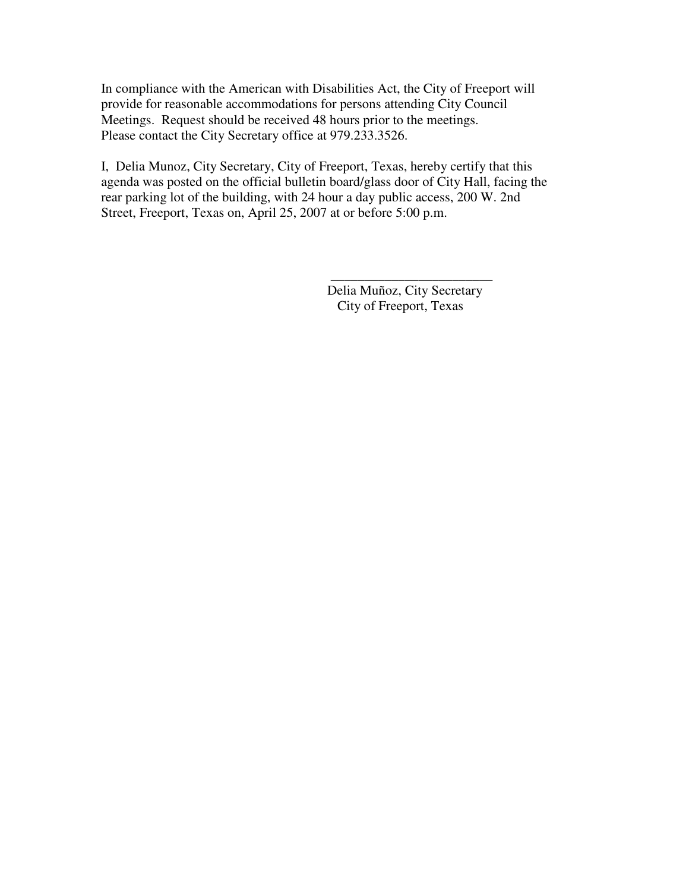In compliance with the American with Disabilities Act, the City of Freeport will provide for reasonable accommodations for persons attending City Council Meetings. Request should be received 48 hours prior to the meetings. Please contact the City Secretary office at 979.233.3526.

I, Delia Munoz, City Secretary, City of Freeport, Texas, hereby certify that this agenda was posted on the official bulletin board/glass door of City Hall, facing the rear parking lot of the building, with 24 hour a day public access, 200 W. 2nd Street, Freeport, Texas on, April 25, 2007 at or before 5:00 p.m.

________________________
Delia Muñoz, City Secretary
City of Freeport, Texas